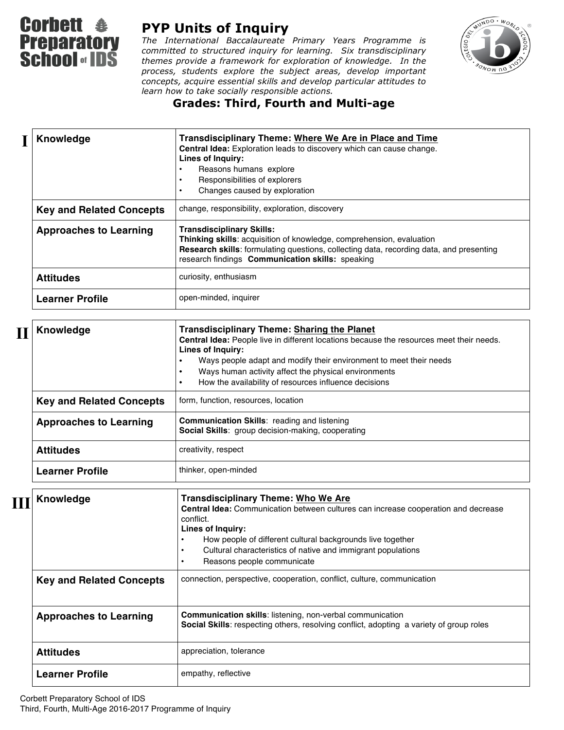Corbett Preparatory School of IDS

# PYP Units of Inquiry

*The International Baccalaureate Primary Years Programme is committed to structured inquiry for learning. Six transdisciplinary themes provide a framework for exploration of knowledge. In the process, students explore the subject areas, develop important concepts, acquire essential skills and develop particular attitudes to learn how to take socially responsible actions.*

## Grades: Third, Fourth and Multi-age

### I

| | |
|---|---|
| **Knowledge** | **Transdisciplinary Theme:** Where We Are in Place and Time<br>**Central Idea:** Exploration leads to discovery which can cause change.<br>**Lines of Inquiry:**<br>• Reasons humans explore<br>• Responsibilities of explorers<br>• Changes caused by exploration |
| **Key and Related Concepts** | change, responsibility, exploration, discovery |
| **Approaches to Learning** | **Transdisciplinary Skills:**<br>**Thinking skills**: acquisition of knowledge, comprehension, evaluation<br>**Research skills**: formulating questions, collecting data, recording data, and presenting research findings **Communication skills:** speaking |
| **Attitudes** | curiosity, enthusiasm |
| **Learner Profile** | open-minded, inquirer |

### II

| | |
|---|---|
| **Knowledge** | **Transdisciplinary Theme:** Sharing the Planet<br>**Central Idea:** People live in different locations because the resources meet their needs.<br>**Lines of Inquiry:**<br>• Ways people adapt and modify their environment to meet their needs<br>• Ways human activity affect the physical environments<br>• How the availability of resources influence decisions |
| **Key and Related Concepts** | form, function, resources, location |
| **Approaches to Learning** | **Communication Skills**: reading and listening<br>**Social Skills**: group decision-making, cooperating |
| **Attitudes** | creativity, respect |
| **Learner Profile** | thinker, open-minded |

### III

| | |
|---|---|
| **Knowledge** | **Transdisciplinary Theme:** Who We Are<br>**Central Idea:** Communication between cultures can increase cooperation and decrease conflict.<br>**Lines of Inquiry:**<br>• How people of different cultural backgrounds live together<br>• Cultural characteristics of native and immigrant populations<br>• Reasons people communicate |
| **Key and Related Concepts** | connection, perspective, cooperation, conflict, culture, communication |
| **Approaches to Learning** | **Communication skills**: listening, non-verbal communication<br>**Social Skills**: respecting others, resolving conflict, adopting a variety of group roles |
| **Attitudes** | appreciation, tolerance |
| **Learner Profile** | empathy, reflective |

Corbett Preparatory School of IDS
Third, Fourth, Multi-Age 2016-2017 Programme of Inquiry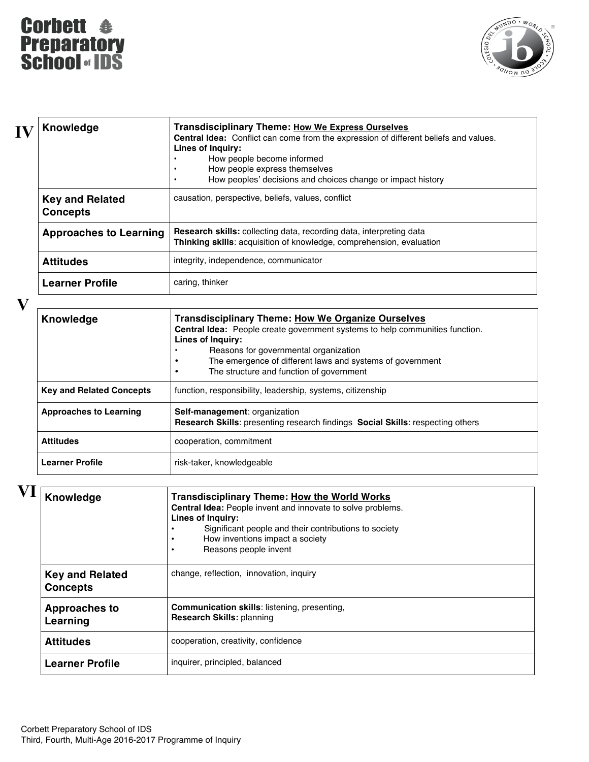Corbett Preparatory School of IDS

## IV

| | |
|---|---|
| **Knowledge** | **Transdisciplinary Theme: How We Express Ourselves**<br>**Central Idea:** Conflict can come from the expression of different beliefs and values.<br>**Lines of Inquiry:**<br>• How people become informed<br>• How people express themselves<br>• How peoples' decisions and choices change or impact history |
| **Key and Related Concepts** | causation, perspective, beliefs, values, conflict |
| **Approaches to Learning** | **Research skills:** collecting data, recording data, interpreting data<br>**Thinking skills**: acquisition of knowledge, comprehension, evaluation |
| **Attitudes** | integrity, independence, communicator |
| **Learner Profile** | caring, thinker |

## V

| | |
|---|---|
| **Knowledge** | **Transdisciplinary Theme: How We Organize Ourselves**<br>**Central Idea:** People create government systems to help communities function.<br>**Lines of Inquiry:**<br>• Reasons for governmental organization<br>• The emergence of different laws and systems of government<br>• The structure and function of government |
| **Key and Related Concepts** | function, responsibility, leadership, systems, citizenship |
| **Approaches to Learning** | **Self-management**: organization<br>**Research Skills**: presenting research findings **Social Skills**: respecting others |
| **Attitudes** | cooperation, commitment |
| **Learner Profile** | risk-taker, knowledgeable |

## VI

| | |
|---|---|
| **Knowledge** | **Transdisciplinary Theme: How the World Works**<br>**Central Idea:** People invent and innovate to solve problems.<br>**Lines of Inquiry:**<br>• Significant people and their contributions to society<br>• How inventions impact a society<br>• Reasons people invent |
| **Key and Related Concepts** | change, reflection, innovation, inquiry |
| **Approaches to Learning** | **Communication skills**: listening, presenting,<br>**Research Skills:** planning |
| **Attitudes** | cooperation, creativity, confidence |
| **Learner Profile** | inquirer, principled, balanced |

Corbett Preparatory School of IDS
Third, Fourth, Multi-Age 2016-2017 Programme of Inquiry